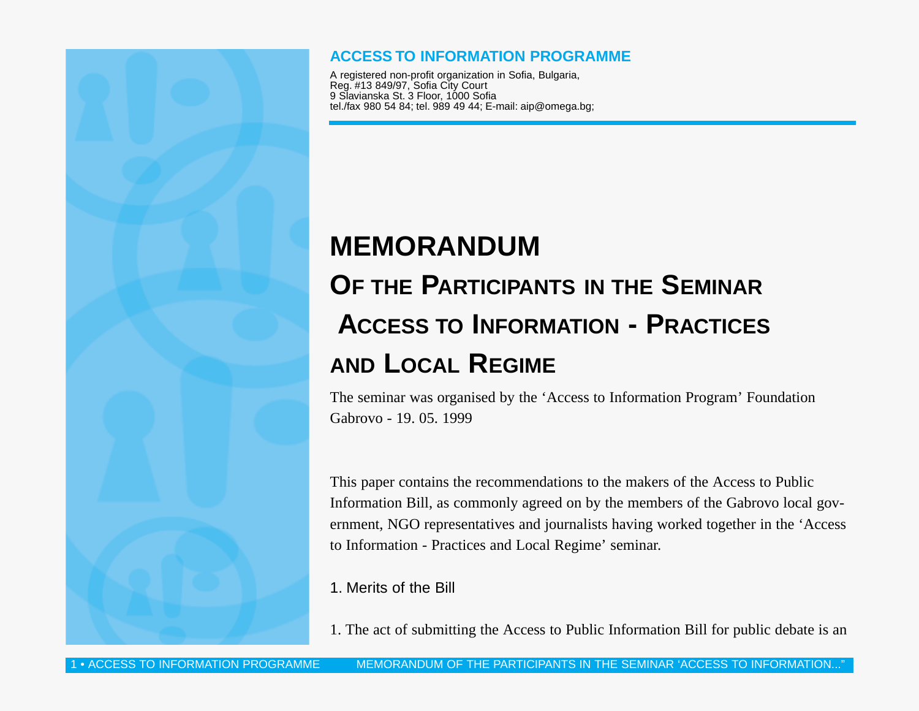**ACCESS TO INFORMATION PROGRAMME**

A registered non-profit organization in Sofia, Bulgaria,
Reg. #13 849/97, Sofia City Court
9 Slavianska St. 3 Floor, 1000 Sofia
tel./fax 980 54 84; tel. 989 49 44; E-mail: aip@omega.bg;

# MEMORANDUM

## OF THE PARTICIPANTS IN THE SEMINAR ACCESS TO INFORMATION - PRACTICES AND LOCAL REGIME

The seminar was organised by the ‘Access to Information Program’ Foundation
Gabrovo - 19. 05. 1999

This paper contains the recommendations to the makers of the Access to Public Information Bill, as commonly agreed on by the members of the Gabrovo local government, NGO representatives and journalists having worked together in the ‘Access to Information - Practices and Local Regime’ seminar.

### 1. Merits of the Bill

1. The act of submitting the Access to Public Information Bill for public debate is an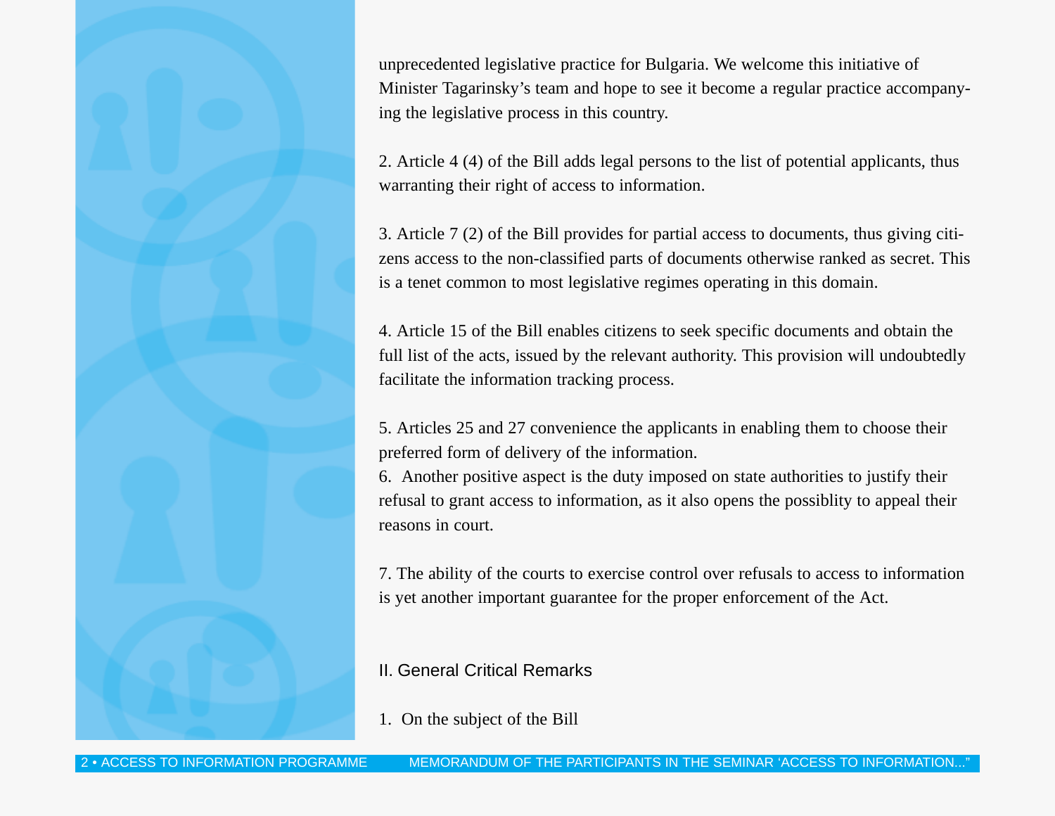unprecedented legislative practice for Bulgaria. We welcome this initiative of Minister Tagarinsky's team and hope to see it become a regular practice accompanying the legislative process in this country.

2. Article 4 (4) of the Bill adds legal persons to the list of potential applicants, thus warranting their right of access to information.

3. Article 7 (2) of the Bill provides for partial access to documents, thus giving citizens access to the non-classified parts of documents otherwise ranked as secret. This is a tenet common to most legislative regimes operating in this domain.

4. Article 15 of the Bill enables citizens to seek specific documents and obtain the full list of the acts, issued by the relevant authority. This provision will undoubtedly facilitate the information tracking process.

5. Articles 25 and 27 convenience the applicants in enabling them to choose their preferred form of delivery of the information.

6. Another positive aspect is the duty imposed on state authorities to justify their refusal to grant access to information, as it also opens the possiblity to appeal their reasons in court.

7. The ability of the courts to exercise control over refusals to access to information is yet another important guarantee for the proper enforcement of the Act.

## II. General Critical Remarks

1. On the subject of the Bill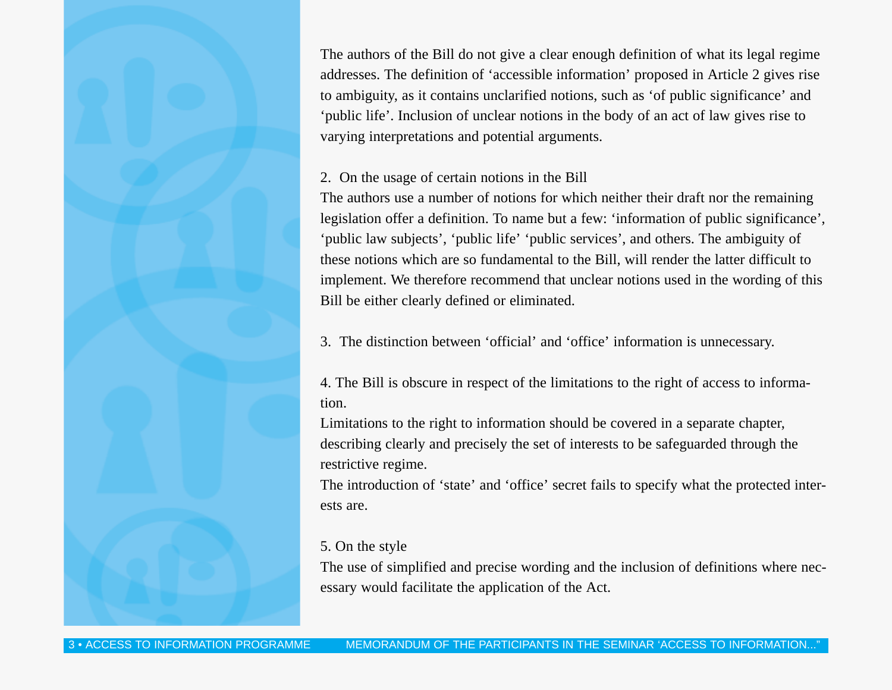The authors of the Bill do not give a clear enough definition of what its legal regime addresses. The definition of 'accessible information' proposed in Article 2 gives rise to ambiguity, as it contains unclarified notions, such as 'of public significance' and 'public life'. Inclusion of unclear notions in the body of an act of law gives rise to varying interpretations and potential arguments.

2. On the usage of certain notions in the Bill

The authors use a number of notions for which neither their draft nor the remaining legislation offer a definition. To name but a few: 'information of public significance', 'public law subjects', 'public life' 'public services', and others. The ambiguity of these notions which are so fundamental to the Bill, will render the latter difficult to implement. We therefore recommend that unclear notions used in the wording of this Bill be either clearly defined or eliminated.

3. The distinction between 'official' and 'office' information is unnecessary.

4. The Bill is obscure in respect of the limitations to the right of access to information.

Limitations to the right to information should be covered in a separate chapter, describing clearly and precisely the set of interests to be safeguarded through the restrictive regime.

The introduction of 'state' and 'office' secret fails to specify what the protected interests are.

5. On the style

The use of simplified and precise wording and the inclusion of definitions where necessary would facilitate the application of the Act.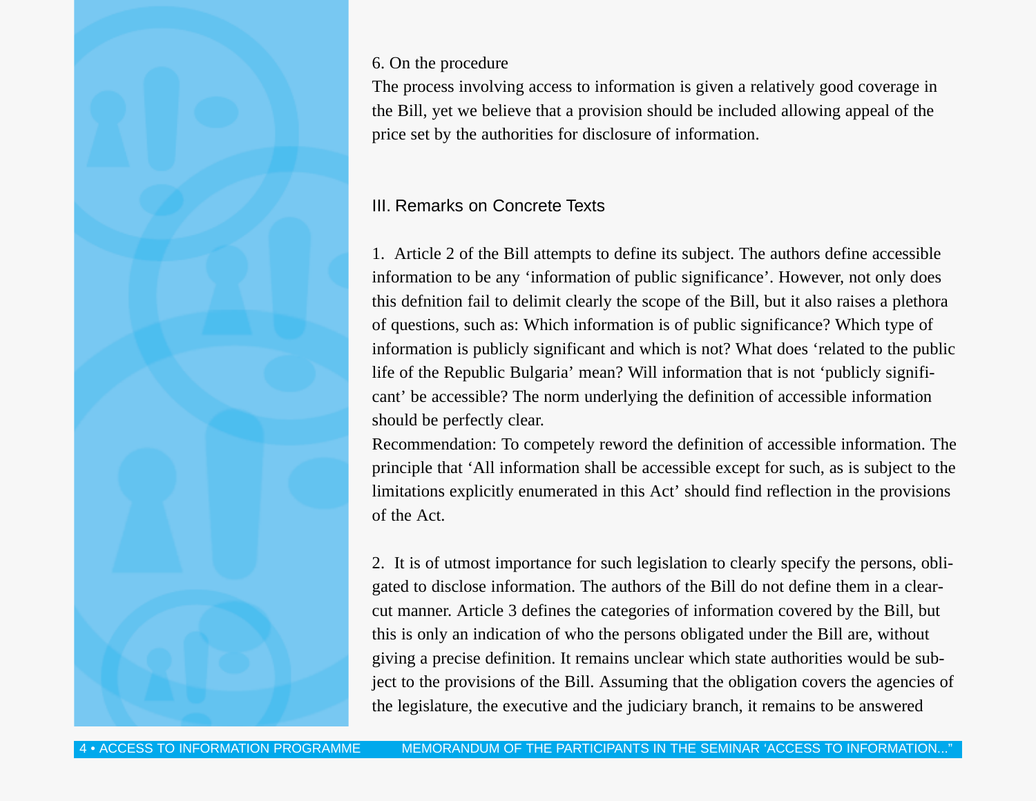6. On the procedure

The process involving access to information is given a relatively good coverage in the Bill, yet we believe that a provision should be included allowing appeal of the price set by the authorities for disclosure of information.

## III. Remarks on Concrete Texts

1. Article 2 of the Bill attempts to define its subject. The authors define accessible information to be any 'information of public significance'. However, not only does this defnition fail to delimit clearly the scope of the Bill, but it also raises a plethora of questions, such as: Which information is of public significance? Which type of information is publicly significant and which is not? What does 'related to the public life of the Republic Bulgaria' mean? Will information that is not 'publicly significant' be accessible? The norm underlying the definition of accessible information should be perfectly clear.

Recommendation: To competely reword the definition of accessible information. The principle that 'All information shall be accessible except for such, as is subject to the limitations explicitly enumerated in this Act' should find reflection in the provisions of the Act.

2. It is of utmost importance for such legislation to clearly specify the persons, obligated to disclose information. The authors of the Bill do not define them in a clear-cut manner. Article 3 defines the categories of information covered by the Bill, but this is only an indication of who the persons obligated under the Bill are, without giving a precise definition. It remains unclear which state authorities would be subject to the provisions of the Bill. Assuming that the obligation covers the agencies of the legislature, the executive and the judiciary branch, it remains to be answered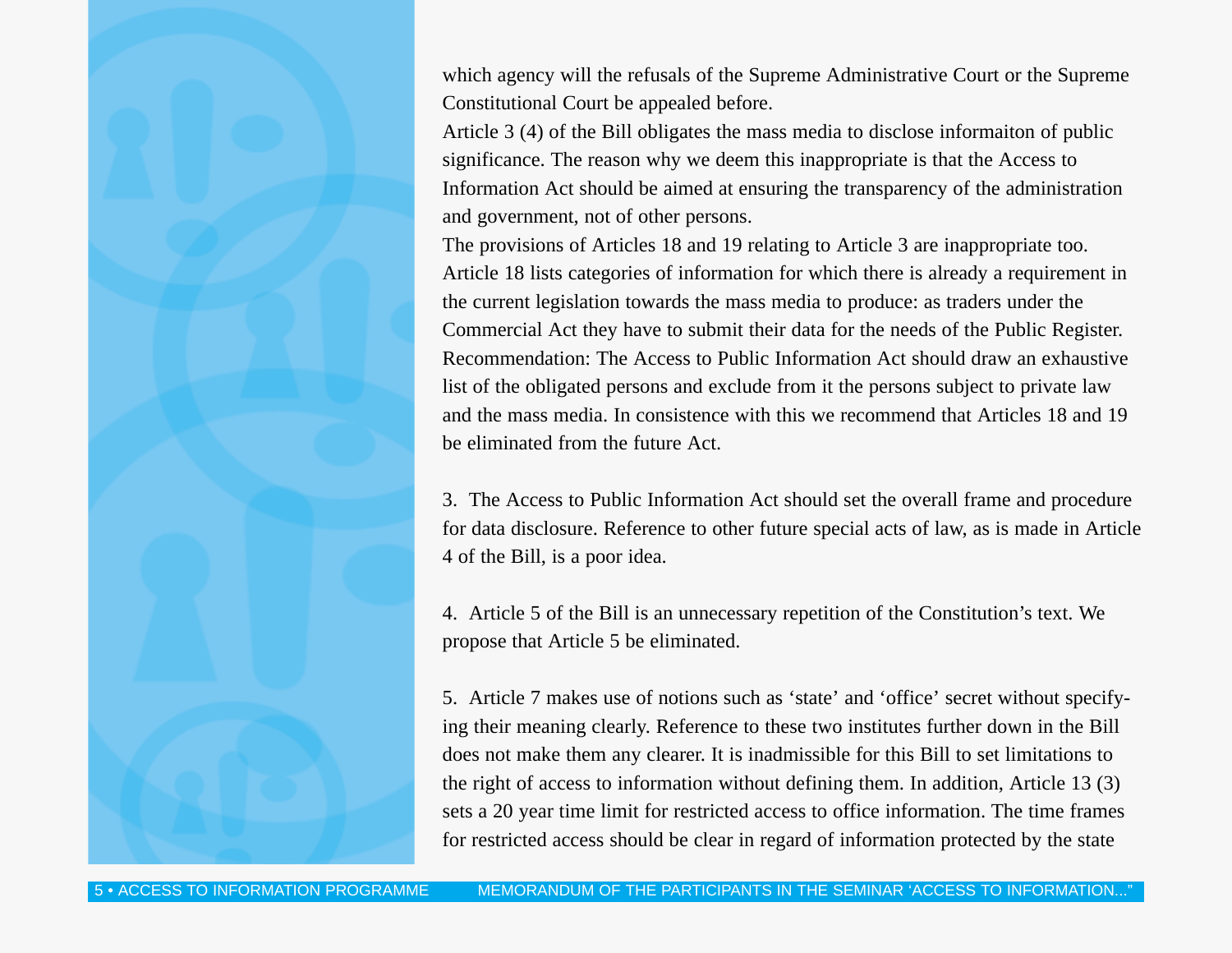which agency will the refusals of the Supreme Administrative Court or the Supreme Constitutional Court be appealed before.

Article 3 (4) of the Bill obligates the mass media to disclose informaiton of public significance. The reason why we deem this inappropriate is that the Access to Information Act should be aimed at ensuring the transparency of the administration and government, not of other persons.

The provisions of Articles 18 and 19 relating to Article 3 are inappropriate too. Article 18 lists categories of information for which there is already a requirement in the current legislation towards the mass media to produce: as traders under the Commercial Act they have to submit their data for the needs of the Public Register.

Recommendation: The Access to Public Information Act should draw an exhaustive list of the obligated persons and exclude from it the persons subject to private law and the mass media. In consistence with this we recommend that Articles 18 and 19 be eliminated from the future Act.

3. The Access to Public Information Act should set the overall frame and procedure for data disclosure. Reference to other future special acts of law, as is made in Article 4 of the Bill, is a poor idea.

4. Article 5 of the Bill is an unnecessary repetition of the Constitution's text. We propose that Article 5 be eliminated.

5. Article 7 makes use of notions such as 'state' and 'office' secret without specifying their meaning clearly. Reference to these two institutes further down in the Bill does not make them any clearer. It is inadmissible for this Bill to set limitations to the right of access to information without defining them. In addition, Article 13 (3) sets a 20 year time limit for restricted access to office information. The time frames for restricted access should be clear in regard of information protected by the state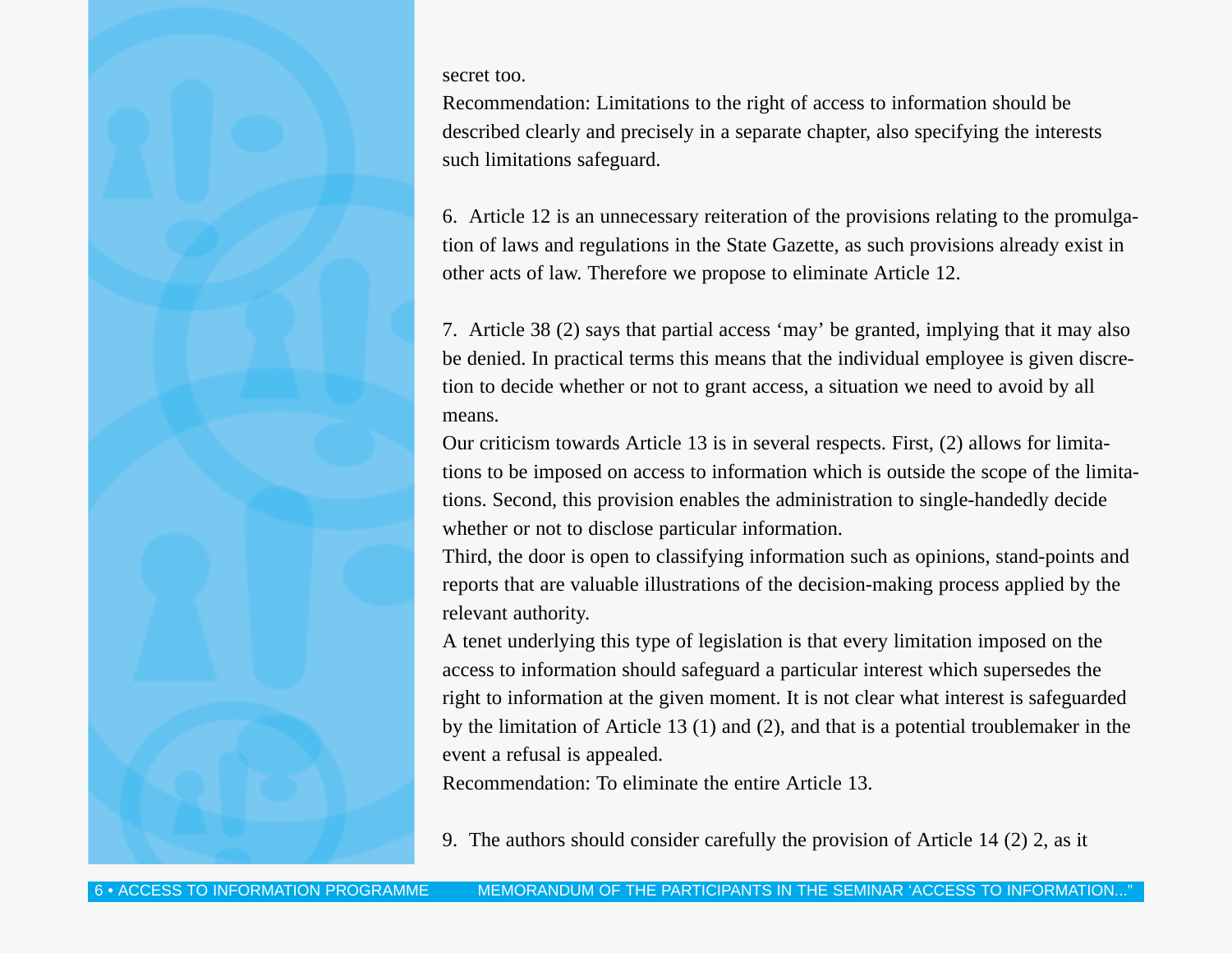secret too.

Recommendation: Limitations to the right of access to information should be described clearly and precisely in a separate chapter, also specifying the interests such limitations safeguard.

6. Article 12 is an unnecessary reiteration of the provisions relating to the promulgation of laws and regulations in the State Gazette, as such provisions already exist in other acts of law. Therefore we propose to eliminate Article 12.

7. Article 38 (2) says that partial access 'may' be granted, implying that it may also be denied. In practical terms this means that the individual employee is given discretion to decide whether or not to grant access, a situation we need to avoid by all means.

Our criticism towards Article 13 is in several respects. First, (2) allows for limitations to be imposed on access to information which is outside the scope of the limitations. Second, this provision enables the administration to single-handedly decide whether or not to disclose particular information.

Third, the door is open to classifying information such as opinions, stand-points and reports that are valuable illustrations of the decision-making process applied by the relevant authority.

A tenet underlying this type of legislation is that every limitation imposed on the access to information should safeguard a particular interest which supersedes the right to information at the given moment. It is not clear what interest is safeguarded by the limitation of Article 13 (1) and (2), and that is a potential troublemaker in the event a refusal is appealed.

Recommendation: To eliminate the entire Article 13.

9. The authors should consider carefully the provision of Article 14 (2) 2, as it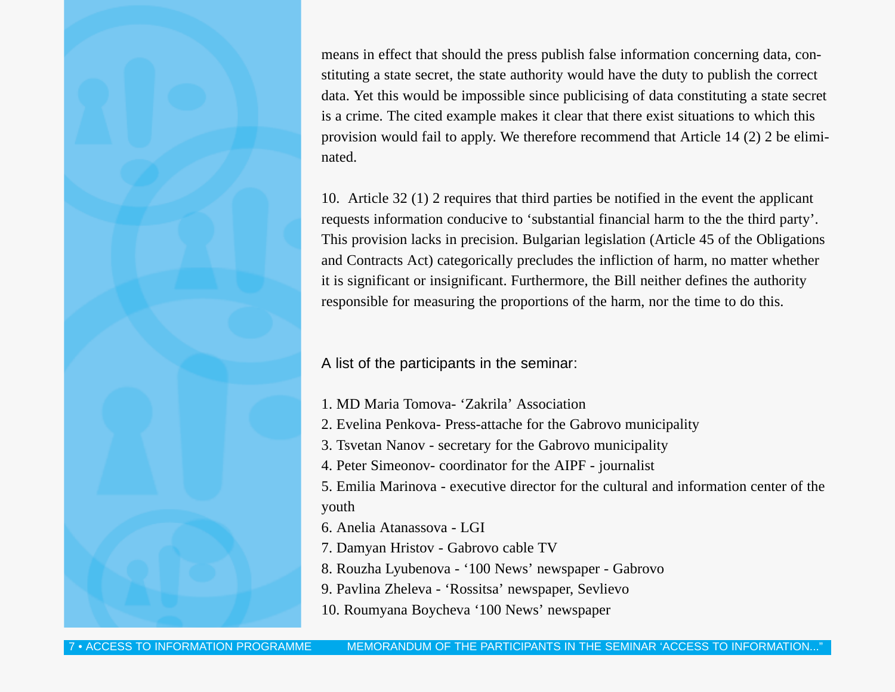means in effect that should the press publish false information concerning data, constituting a state secret, the state authority would have the duty to publish the correct data. Yet this would be impossible since publicising of data constituting a state secret is a crime. The cited example makes it clear that there exist situations to which this provision would fail to apply. We therefore recommend that Article 14 (2) 2 be eliminated.

10. Article 32 (1) 2 requires that third parties be notified in the event the applicant requests information conducive to 'substantial financial harm to the the third party'. This provision lacks in precision. Bulgarian legislation (Article 45 of the Obligations and Contracts Act) categorically precludes the infliction of harm, no matter whether it is significant or insignificant. Furthermore, the Bill neither defines the authority responsible for measuring the proportions of the harm, nor the time to do this.

A list of the participants in the seminar:

1. MD Maria Tomova- 'Zakrila' Association
2. Evelina Penkova- Press-attache for the Gabrovo municipality
3. Tsvetan Nanov - secretary for the Gabrovo municipality
4. Peter Simeonov- coordinator for the AIPF - journalist
5. Emilia Marinova - executive director for the cultural and information center of the youth
6. Anelia Atanassova - LGI
7. Damyan Hristov - Gabrovo cable TV
8. Rouzha Lyubenova - '100 News' newspaper - Gabrovo
9. Pavlina Zheleva - 'Rossitsa' newspaper, Sevlievo
10. Roumyana Boycheva '100 News' newspaper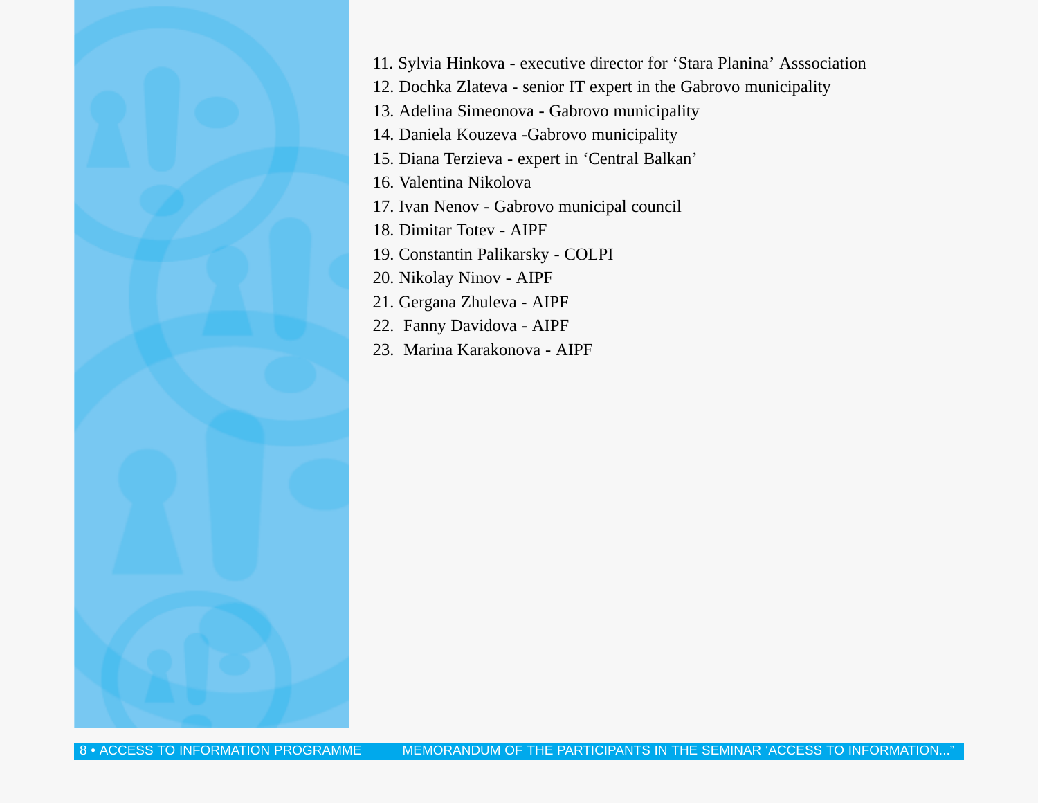11. Sylvia Hinkova - executive director for ‘Stara Planina’ Asssociation
12. Dochka Zlateva - senior IT expert in the Gabrovo municipality
13. Adelina Simeonova - Gabrovo municipality
14. Daniela Kouzeva -Gabrovo municipality
15. Diana Terzieva - expert in ‘Central Balkan’
16. Valentina Nikolova
17. Ivan Nenov - Gabrovo municipal council
18. Dimitar Totev - AIPF
19. Constantin Palikarsky - COLPI
20. Nikolay Ninov - AIPF
21. Gergana Zhuleva - AIPF
22. Fanny Davidova - AIPF
23. Marina Karakonova - AIPF